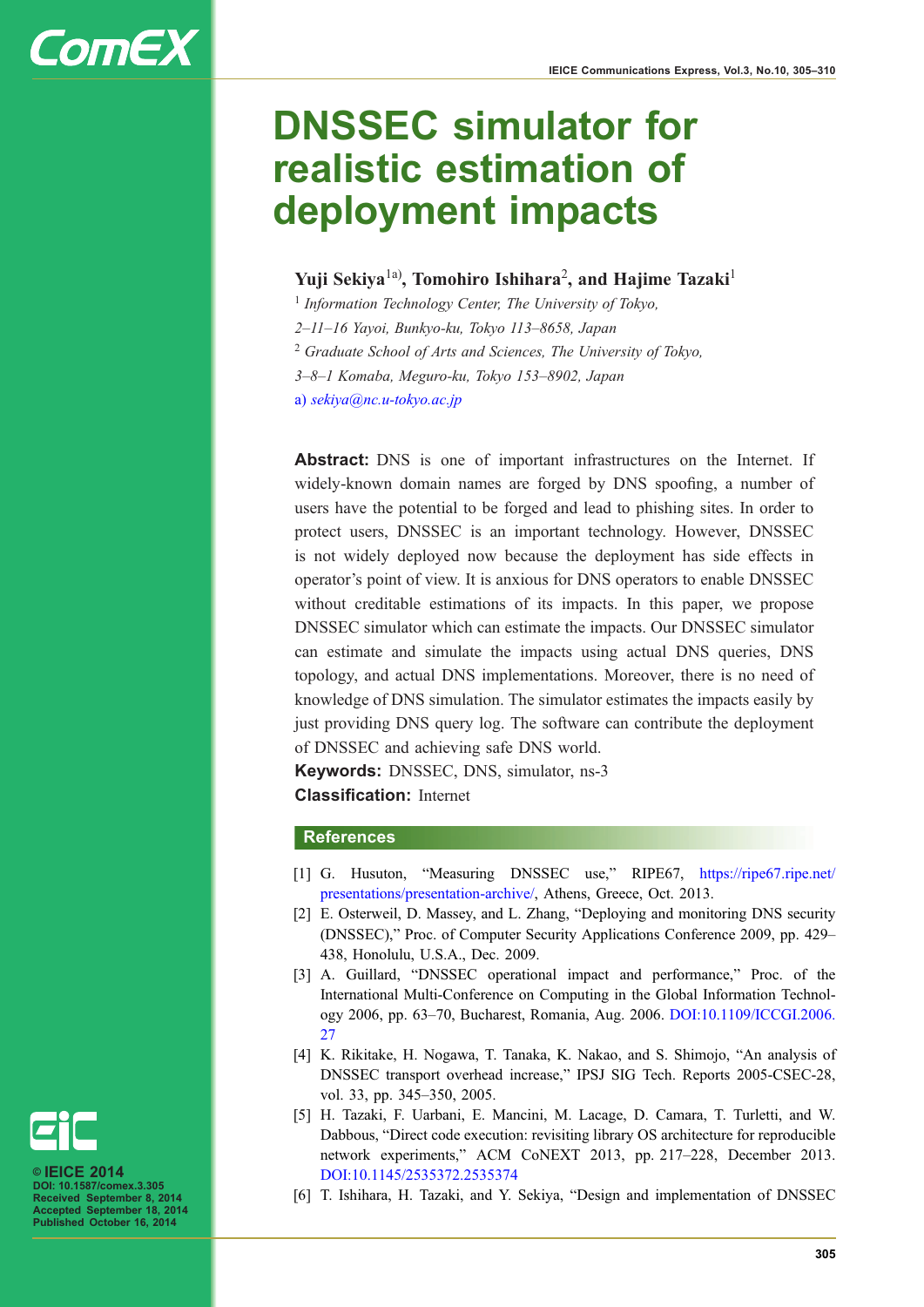# DNSSEC simulator for realistic estimation of deployment impacts

**Yuji Sekiya**[1a), **Tomohiro Ishihara**[2], **and Hajime Tazaki**[1]

[1] *Information Technology Center, The University of Tokyo,*
*2–11–16 Yayoi, Bunkyo-ku, Tokyo 113–8658, Japan*

[2] *Graduate School of Arts and Sciences, The University of Tokyo,*
*3–8–1 Komaba, Meguro-ku, Tokyo 153–8902, Japan*

a) *sekiya@nc.u-tokyo.ac.jp*

**Abstract:** DNS is one of important infrastructures on the Internet. If widely-known domain names are forged by DNS spoofing, a number of users have the potential to be forged and lead to phishing sites. In order to protect users, DNSSEC is an important technology. However, DNSSEC is not widely deployed now because the deployment has side effects in operator's point of view. It is anxious for DNS operators to enable DNSSEC without creditable estimations of its impacts. In this paper, we propose DNSSEC simulator which can estimate the impacts. Our DNSSEC simulator can estimate and simulate the impacts using actual DNS queries, DNS topology, and actual DNS implementations. Moreover, there is no need of knowledge of DNS simulation. The simulator estimates the impacts easily by just providing DNS query log. The software can contribute the deployment of DNSSEC and achieving safe DNS world.

**Keywords:** DNSSEC, DNS, simulator, ns-3

**Classification:** Internet

## References

[1] G. Husuton, "Measuring DNSSEC use," RIPE67, https://ripe67.ripe.net/presentations/presentation-archive/, Athens, Greece, Oct. 2013.

[2] E. Osterweil, D. Massey, and L. Zhang, "Deploying and monitoring DNS security (DNSSEC)," Proc. of Computer Security Applications Conference 2009, pp. 429–438, Honolulu, U.S.A., Dec. 2009.

[3] A. Guillard, "DNSSEC operational impact and performance," Proc. of the International Multi-Conference on Computing in the Global Information Technology 2006, pp. 63–70, Bucharest, Romania, Aug. 2006. DOI:10.1109/ICCGI.2006.27

[4] K. Rikitake, H. Nogawa, T. Tanaka, K. Nakao, and S. Shimojo, "An analysis of DNSSEC transport overhead increase," IPSJ SIG Tech. Reports 2005-CSEC-28, vol. 33, pp. 345–350, 2005.

[5] H. Tazaki, F. Uarbani, E. Mancini, M. Lacage, D. Camara, T. Turletti, and W. Dabbous, "Direct code execution: revisiting library OS architecture for reproducible network experiments," ACM CoNEXT 2013, pp. 217–228, December 2013. DOI:10.1145/2535372.2535374

[6] T. Ishihara, H. Tazaki, and Y. Sekiya, "Design and implementation of DNSSEC

© IEICE 2014
DOI: 10.1587/comex.3.305
Received September 8, 2014
Accepted September 18, 2014
Published October 16, 2014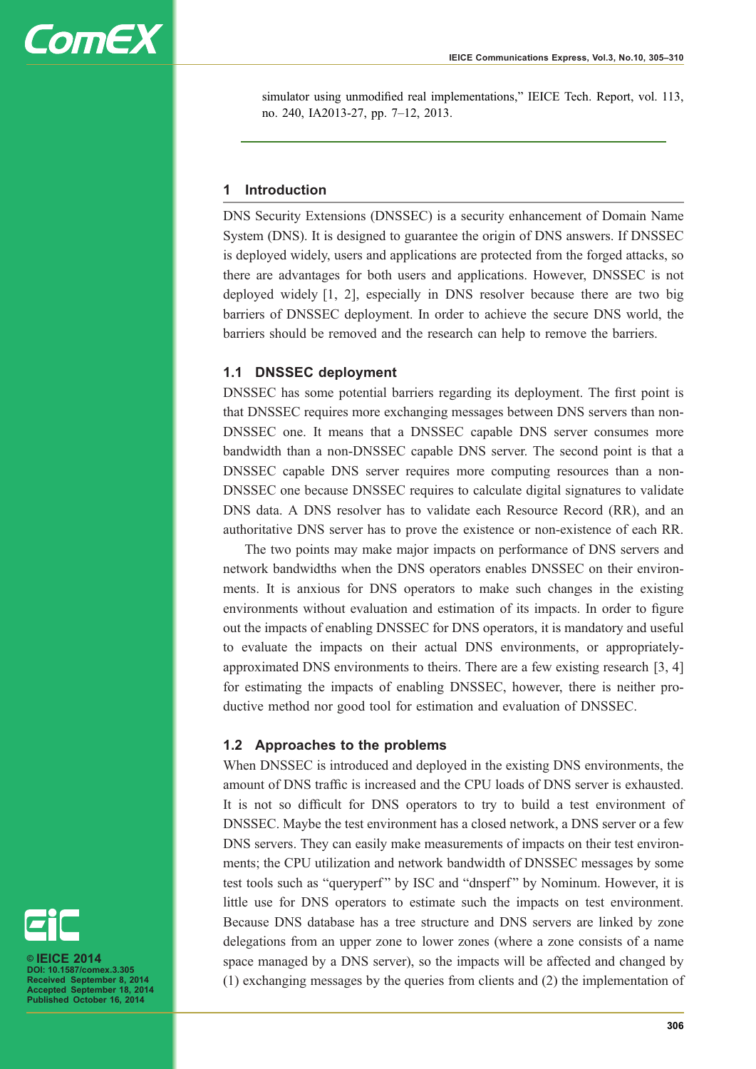simulator using unmodified real implementations," IEICE Tech. Report, vol. 113, no. 240, IA2013-27, pp. 7–12, 2013.

## 1 Introduction

DNS Security Extensions (DNSSEC) is a security enhancement of Domain Name System (DNS). It is designed to guarantee the origin of DNS answers. If DNSSEC is deployed widely, users and applications are protected from the forged attacks, so there are advantages for both users and applications. However, DNSSEC is not deployed widely [1, 2], especially in DNS resolver because there are two big barriers of DNSSEC deployment. In order to achieve the secure DNS world, the barriers should be removed and the research can help to remove the barriers.

### 1.1 DNSSEC deployment

DNSSEC has some potential barriers regarding its deployment. The first point is that DNSSEC requires more exchanging messages between DNS servers than non-DNSSEC one. It means that a DNSSEC capable DNS server consumes more bandwidth than a non-DNSSEC capable DNS server. The second point is that a DNSSEC capable DNS server requires more computing resources than a non-DNSSEC one because DNSSEC requires to calculate digital signatures to validate DNS data. A DNS resolver has to validate each Resource Record (RR), and an authoritative DNS server has to prove the existence or non-existence of each RR.

The two points may make major impacts on performance of DNS servers and network bandwidths when the DNS operators enables DNSSEC on their environments. It is anxious for DNS operators to make such changes in the existing environments without evaluation and estimation of its impacts. In order to figure out the impacts of enabling DNSSEC for DNS operators, it is mandatory and useful to evaluate the impacts on their actual DNS environments, or appropriately-approximated DNS environments to theirs. There are a few existing research [3, 4] for estimating the impacts of enabling DNSSEC, however, there is neither productive method nor good tool for estimation and evaluation of DNSSEC.

### 1.2 Approaches to the problems

When DNSSEC is introduced and deployed in the existing DNS environments, the amount of DNS traffic is increased and the CPU loads of DNS server is exhausted. It is not so difficult for DNS operators to try to build a test environment of DNSSEC. Maybe the test environment has a closed network, a DNS server or a few DNS servers. They can easily make measurements of impacts on their test environments; the CPU utilization and network bandwidth of DNSSEC messages by some test tools such as "queryperf" by ISC and "dnsperf" by Nominum. However, it is little use for DNS operators to estimate such the impacts on test environment. Because DNS database has a tree structure and DNS servers are linked by zone delegations from an upper zone to lower zones (where a zone consists of a name space managed by a DNS server), so the impacts will be affected and changed by (1) exchanging messages by the queries from clients and (2) the implementation of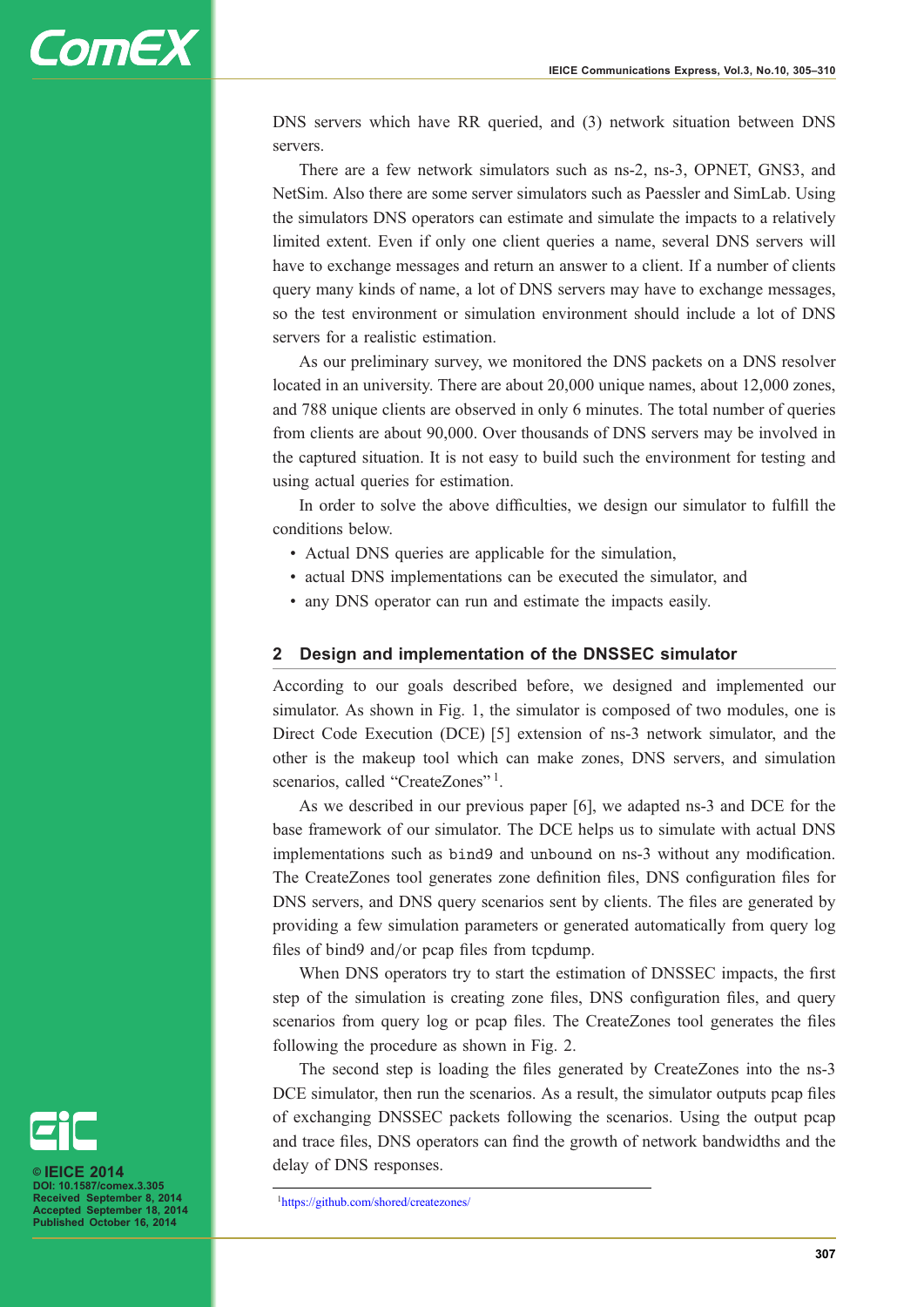DNS servers which have RR queried, and (3) network situation between DNS servers.

There are a few network simulators such as ns-2, ns-3, OPNET, GNS3, and NetSim. Also there are some server simulators such as Paessler and SimLab. Using the simulators DNS operators can estimate and simulate the impacts to a relatively limited extent. Even if only one client queries a name, several DNS servers will have to exchange messages and return an answer to a client. If a number of clients query many kinds of name, a lot of DNS servers may have to exchange messages, so the test environment or simulation environment should include a lot of DNS servers for a realistic estimation.

As our preliminary survey, we monitored the DNS packets on a DNS resolver located in an university. There are about 20,000 unique names, about 12,000 zones, and 788 unique clients are observed in only 6 minutes. The total number of queries from clients are about 90,000. Over thousands of DNS servers may be involved in the captured situation. It is not easy to build such the environment for testing and using actual queries for estimation.

In order to solve the above difficulties, we design our simulator to fulfill the conditions below.

- Actual DNS queries are applicable for the simulation,
- actual DNS implementations can be executed the simulator, and
- any DNS operator can run and estimate the impacts easily.

## 2 Design and implementation of the DNSSEC simulator

According to our goals described before, we designed and implemented our simulator. As shown in Fig. 1, the simulator is composed of two modules, one is Direct Code Execution (DCE) [5] extension of ns-3 network simulator, and the other is the makeup tool which can make zones, DNS servers, and simulation scenarios, called "CreateZones" [1].

As we described in our previous paper [6], we adapted ns-3 and DCE for the base framework of our simulator. The DCE helps us to simulate with actual DNS implementations such as `bind9` and `unbound` on ns-3 without any modification. The CreateZones tool generates zone definition files, DNS configuration files for DNS servers, and DNS query scenarios sent by clients. The files are generated by providing a few simulation parameters or generated automatically from query log files of bind9 and/or pcap files from tcpdump.

When DNS operators try to start the estimation of DNSSEC impacts, the first step of the simulation is creating zone files, DNS configuration files, and query scenarios from query log or pcap files. The CreateZones tool generates the files following the procedure as shown in Fig. 2.

The second step is loading the files generated by CreateZones into the ns-3 DCE simulator, then run the scenarios. As a result, the simulator outputs pcap files of exchanging DNSSEC packets following the scenarios. Using the output pcap and trace files, DNS operators can find the growth of network bandwidths and the delay of DNS responses.

---

[1] https://github.com/shored/createzones/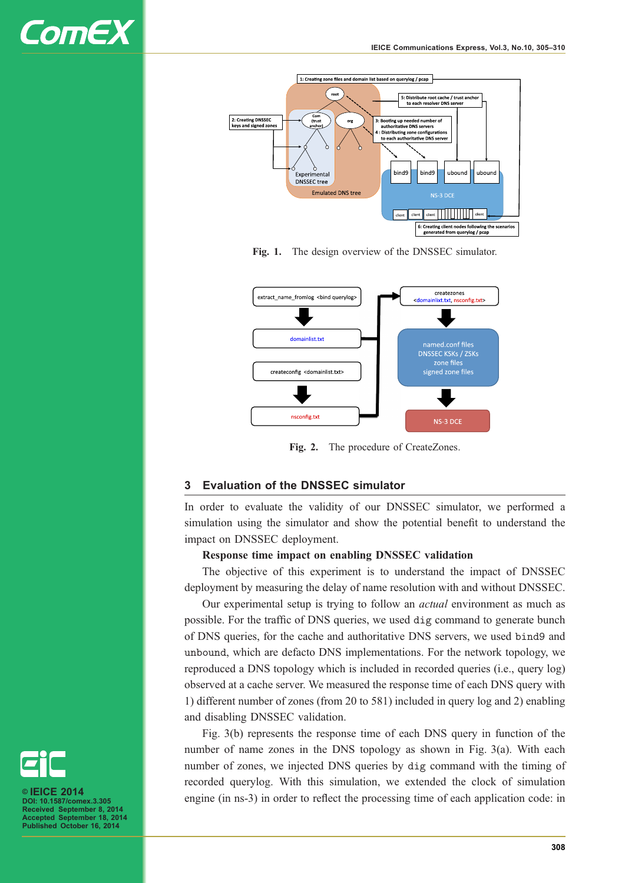Fig. 1. The design overview of the DNSSEC simulator.

Fig. 2. The procedure of CreateZones.

## 3 Evaluation of the DNSSEC simulator

In order to evaluate the validity of our DNSSEC simulator, we performed a simulation using the simulator and show the potential benefit to understand the impact on DNSSEC deployment.

**Response time impact on enabling DNSSEC validation**

The objective of this experiment is to understand the impact of DNSSEC deployment by measuring the delay of name resolution with and without DNSSEC.

Our experimental setup is trying to follow an *actual* environment as much as possible. For the traffic of DNS queries, we used `dig` command to generate bunch of DNS queries, for the cache and authoritative DNS servers, we used `bind9` and `unbound`, which are defacto DNS implementations. For the network topology, we reproduced a DNS topology which is included in recorded queries (i.e., query log) observed at a cache server. We measured the response time of each DNS query with 1) different number of zones (from 20 to 581) included in query log and 2) enabling and disabling DNSSEC validation.

Fig. 3(b) represents the response time of each DNS query in function of the number of name zones in the DNS topology as shown in Fig. 3(a). With each number of zones, we injected DNS queries by `dig` command with the timing of recorded querylog. With this simulation, we extended the clock of simulation engine (in ns-3) in order to reflect the processing time of each application code: in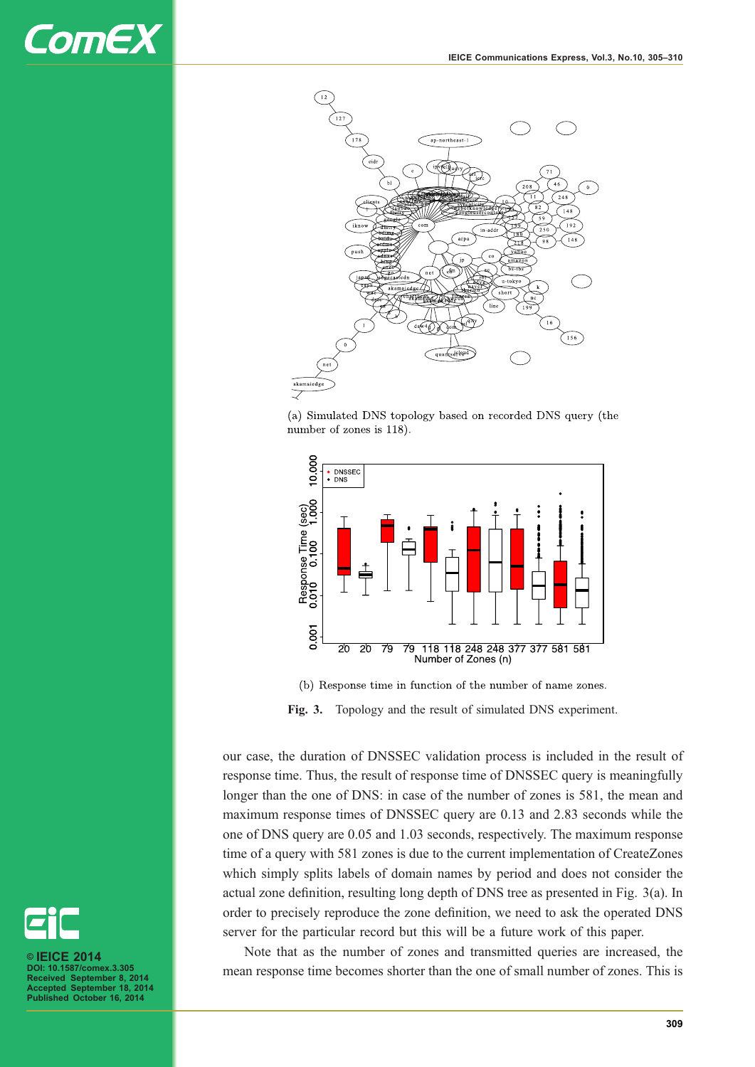(a) Simulated DNS topology based on recorded DNS query (the number of zones is 118).

(b) Response time in function of the number of name zones.

**Fig. 3.** Topology and the result of simulated DNS experiment.

our case, the duration of DNSSEC validation process is included in the result of response time. Thus, the result of response time of DNSSEC query is meaningfully longer than the one of DNS: in case of the number of zones is 581, the mean and maximum response times of DNSSEC query are 0.13 and 2.83 seconds while the one of DNS query are 0.05 and 1.03 seconds, respectively. The maximum response time of a query with 581 zones is due to the current implementation of CreateZones which simply splits labels of domain names by period and does not consider the actual zone definition, resulting long depth of DNS tree as presented in Fig. 3(a). In order to precisely reproduce the zone definition, we need to ask the operated DNS server for the particular record but this will be a future work of this paper.

Note that as the number of zones and transmitted queries are increased, the mean response time becomes shorter than the one of small number of zones. This is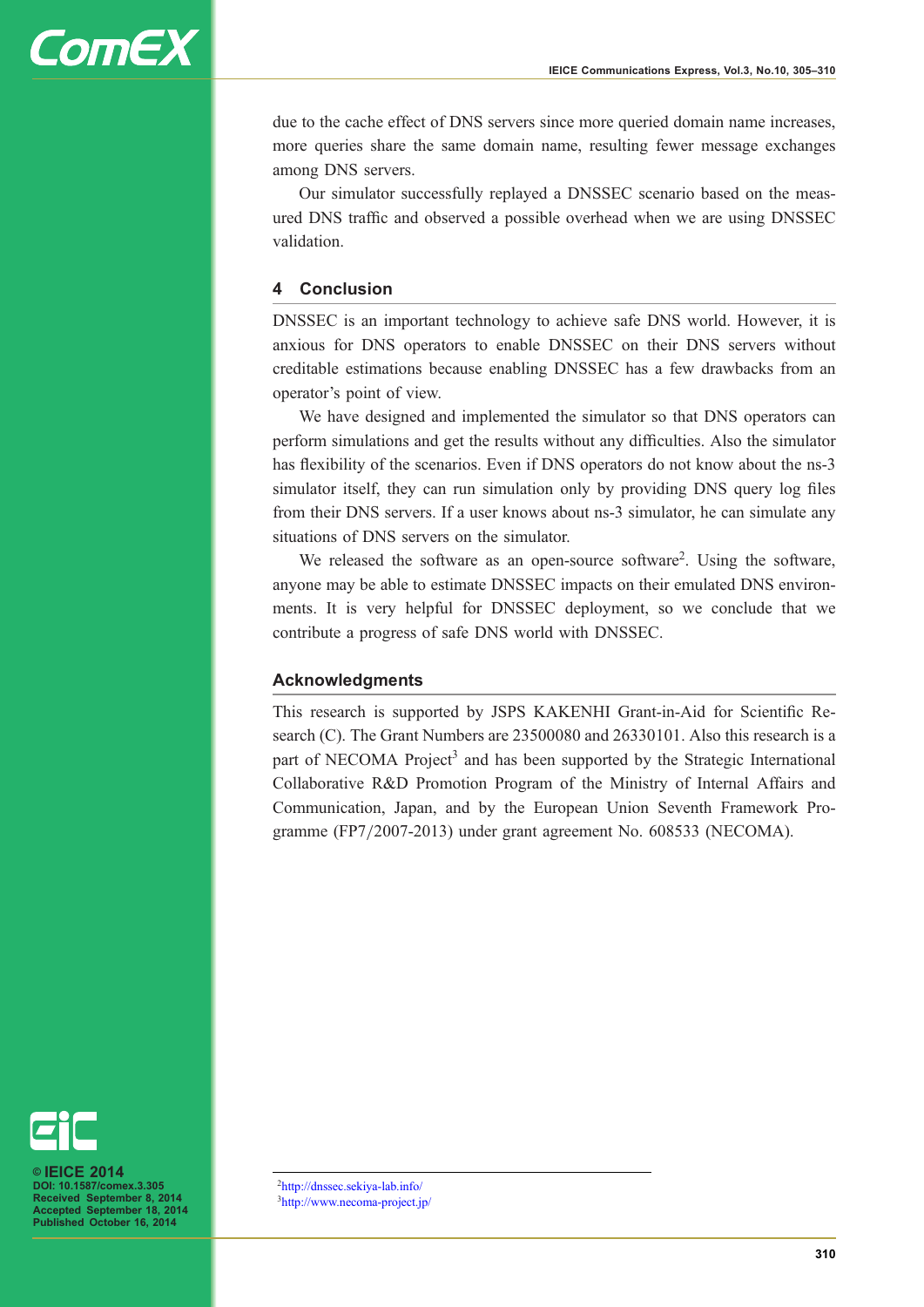due to the cache effect of DNS servers since more queried domain name increases, more queries share the same domain name, resulting fewer message exchanges among DNS servers.

Our simulator successfully replayed a DNSSEC scenario based on the measured DNS traffic and observed a possible overhead when we are using DNSSEC validation.

## 4 Conclusion

DNSSEC is an important technology to achieve safe DNS world. However, it is anxious for DNS operators to enable DNSSEC on their DNS servers without creditable estimations because enabling DNSSEC has a few drawbacks from an operator's point of view.

We have designed and implemented the simulator so that DNS operators can perform simulations and get the results without any difficulties. Also the simulator has flexibility of the scenarios. Even if DNS operators do not know about the ns-3 simulator itself, they can run simulation only by providing DNS query log files from their DNS servers. If a user knows about ns-3 simulator, he can simulate any situations of DNS servers on the simulator.

We released the software as an open-source software[2]. Using the software, anyone may be able to estimate DNSSEC impacts on their emulated DNS environments. It is very helpful for DNSSEC deployment, so we conclude that we contribute a progress of safe DNS world with DNSSEC.

## Acknowledgments

This research is supported by JSPS KAKENHI Grant-in-Aid for Scientific Research (C). The Grant Numbers are 23500080 and 26330101. Also this research is a part of NECOMA Project[3] and has been supported by the Strategic International Collaborative R&D Promotion Program of the Ministry of Internal Affairs and Communication, Japan, and by the European Union Seventh Framework Programme (FP7/2007-2013) under grant agreement No. 608533 (NECOMA).

---

[2] http://dnssec.sekiya-lab.info/
[3] http://www.necoma-project.jp/

© IEICE 2014
DOI: 10.1587/comex.3.305
Received September 8, 2014
Accepted September 18, 2014
Published October 16, 2014